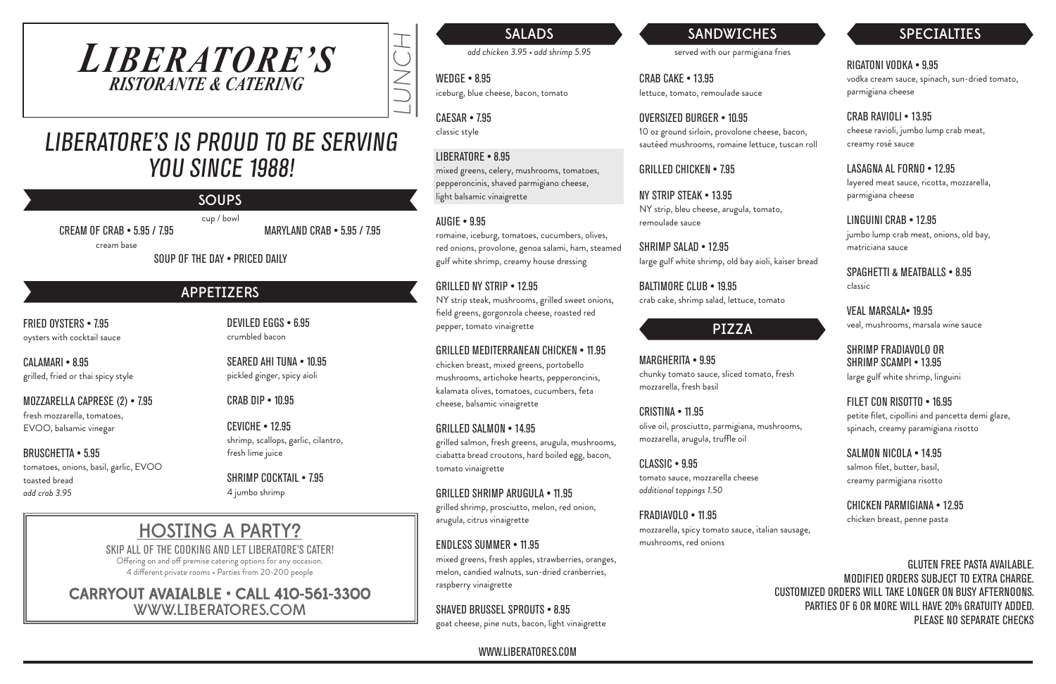# LIBERATORE'S
## RISTORANTE & CATERING

LUNCH

# LIBERATORE'S IS PROUD TO BE SERVING YOU SINCE 1988!

## SOUPS

cup / bowl

CREAM OF CRAB • 5.95 / 7.95
cream base

MARYLAND CRAB • 5.95 / 7.95

SOUP OF THE DAY • PRICED DAILY

## APPETIZERS

FRIED OYSTERS • 7.95
oysters with cocktail sauce

CALAMARI • 8.95
grilled, fried or thai spicy style

MOZZARELLA CAPRESE (2) • 7.95
fresh mozzarella, tomatoes, EVOO, balsamic vinegar

BRUSCHETTA • 5.95
tomatoes, onions, basil, garlic, EVOO toasted bread
*add crab 3.95*

DEVILED EGGS • 6.95
crumbled bacon

SEARED AHI TUNA • 10.95
pickled ginger, spicy aioli

CRAB DIP • 10.95

CEVICHE • 12.95
shrimp, scallops, garlic, cilantro, fresh lime juice

SHRIMP COCKTAIL • 7.95
4 jumbo shrimp

## HOSTING A PARTY?

SKIP ALL OF THE COOKING AND LET LIBERATORE'S CATER!
Offering on and off premise catering options for any occasion.
4 different private rooms • Parties from 20-200 people

**CARRYOUT AVAIALBLE • CALL 410-561-3300**
WWW.LIBERATORES.COM

## SALADS

*add chicken 3.95 • add shrimp 5.95*

WEDGE • 8.95
iceburg, blue cheese, bacon, tomato

CAESAR • 7.95
classic style

LIBERATORE • 8.95
mixed greens, celery, mushrooms, tomatoes, pepperoncinis, shaved parmigiano cheese, light balsamic vinaigrette

AUGIE • 9.95
romaine, iceburg, tomatoes, cucumbers, olives, red onions, provolone, genoa salami, ham, steamed gulf white shrimp, creamy house dressing

GRILLED NY STRIP • 12.95
NY strip steak, mushrooms, grilled sweet onions, field greens, gorgonzola cheese, roasted red pepper, tomato vinaigrette

GRILLED MEDITERRANEAN CHICKEN • 11.95
chicken breast, mixed greens, portobello mushrooms, artichoke hearts, pepperoncinis, kalamata olives, tomatoes, cucumbers, feta cheese, balsamic vinaigrette

GRILLED SALMON • 14.95
grilled salmon, fresh greens, arugula, mushrooms, ciabatta bread croutons, hard boiled egg, bacon, tomato vinaigrette

GRILLED SHRIMP ARUGULA • 11.95
grilled shrimp, prosciutto, melon, red onion, arugula, citrus vinaigrette

ENDLESS SUMMER • 11.95
mixed greens, fresh apples, strawberries, oranges, melon, candied walnuts, sun-dried cranberries, raspberry vinaigrette

SHAVED BRUSSEL SPROUTS • 8.95
goat cheese, pine nuts, bacon, light vinaigrette

## SANDWICHES

served with our parmigiana fries

CRAB CAKE • 13.95
lettuce, tomato, remoulade sauce

OVERSIZED BURGER • 10.95
10 oz ground sirloin, provolone cheese, bacon, sautéed mushrooms, romaine lettuce, tuscan roll

GRILLED CHICKEN • 7.95

NY STRIP STEAK • 13.95
NY strip, bleu cheese, arugula, tomato, remoulade sauce

SHRIMP SALAD • 12.95
large gulf white shrimp, old bay aioli, kaiser bread

BALTIMORE CLUB • 19.95
crab cake, shrimp salad, lettuce, tomato

## PIZZA

MARGHERITA • 9.95
chunky tomato sauce, sliced tomato, fresh mozzarella, fresh basil

CRISTINA • 11.95
olive oil, prosciutto, parmigiana, mushrooms, mozzarella, arugula, truffle oil

CLASSIC • 9.95
tomato sauce, mozzarella cheese
*additional toppings 1.50*

FRADIAVOLO • 11.95
mozzarella, spicy tomato sauce, italian sausage, mushrooms, red onions

## SPECIALTIES

RIGATONI VODKA • 9.95
vodka cream sauce, spinach, sun-dried tomato, parmigiana cheese

CRAB RAVIOLI • 13.95
cheese ravioli, jumbo lump crab meat, creamy rosé sauce

LASAGNA AL FORNO • 12.95
layered meat sauce, ricotta, mozzarella, parmigiana cheese

LINGUINI CRAB • 12.95
jumbo lump crab meat, onions, old bay, matriciana sauce

SPAGHETTI & MEATBALLS • 8.95
classic

VEAL MARSALA• 19.95
veal, mushrooms, marsala wine sauce

SHRIMP FRADIAVOLO OR SHRIMP SCAMPI • 13.95
large gulf white shrimp, linguini

FILET CON RISOTTO • 16.95
petite filet, cipollini and pancetta demi glaze, spinach, creamy paramigiana risotto

SALMON NICOLA • 14.95
salmon filet, butter, basil, creamy parmigiana risotto

CHICKEN PARMIGIANA • 12.95
chicken breast, penne pasta

GLUTEN FREE PASTA AVAILABLE.
MODIFIED ORDERS SUBJECT TO EXTRA CHARGE.
CUSTOMIZED ORDERS WILL TAKE LONGER ON BUSY AFTERNOONS.
PARTIES OF 6 OR MORE WILL HAVE 20% GRATUITY ADDED.
PLEASE NO SEPARATE CHECKS

WWW.LIBERATORES.COM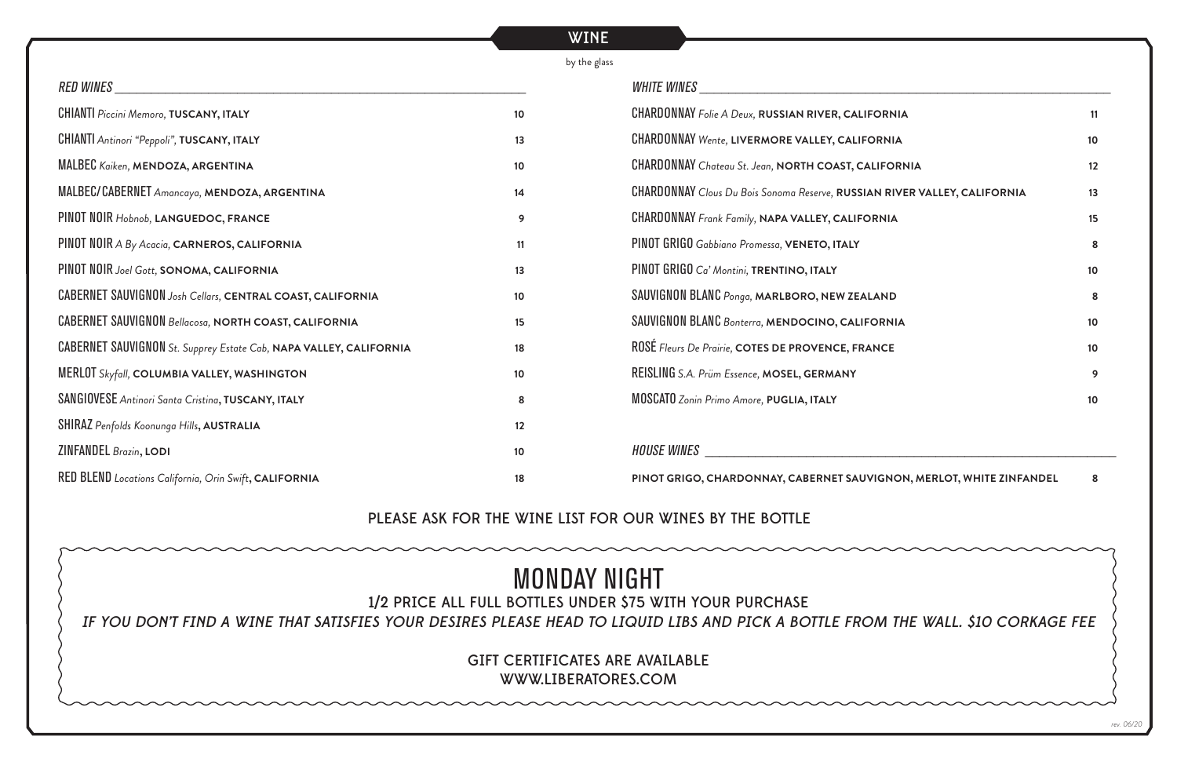# WINE

by the glass

## RED WINES

| | |
|---|---|
| CHIANTI *Piccini Memoro,* **TUSCANY, ITALY** | 10 |
| CHIANTI *Antinori "Peppoli",* **TUSCANY, ITALY** | 13 |
| MALBEC *Kaiken,* **MENDOZA, ARGENTINA** | 10 |
| MALBEC/CABERNET *Amancaya,* **MENDOZA, ARGENTINA** | 14 |
| PINOT NOIR *Hobnob,* **LANGUEDOC, FRANCE** | 9 |
| PINOT NOIR *A By Acacia,* **CARNEROS, CALIFORNIA** | 11 |
| PINOT NOIR *Joel Gott,* **SONOMA, CALIFORNIA** | 13 |
| CABERNET SAUVIGNON *Josh Cellars,* **CENTRAL COAST, CALIFORNIA** | 10 |
| CABERNET SAUVIGNON *Bellacosa,* **NORTH COAST, CALIFORNIA** | 15 |
| CABERNET SAUVIGNON *St. Supprey Estate Cab,* **NAPA VALLEY, CALIFORNIA** | 18 |
| MERLOT *Skyfall,* **COLUMBIA VALLEY, WASHINGTON** | 10 |
| SANGIOVESE *Antinori Santa Cristina*, **TUSCANY, ITALY** | 8 |
| SHIRAZ *Penfolds Koonunga Hills*, **AUSTRALIA** | 12 |
| ZINFANDEL *Brazin*, **LODI** | 10 |
| RED BLEND *Locations California, Orin Swift*, **CALIFORNIA** | 18 |

## WHITE WINES

| | |
|---|---|
| CHARDONNAY *Folie A Deux,* **RUSSIAN RIVER, CALIFORNIA** | 11 |
| CHARDONNAY *Wente,* **LIVERMORE VALLEY, CALIFORNIA** | 10 |
| CHARDONNAY *Chateau St. Jean,* **NORTH COAST, CALIFORNIA** | 12 |
| CHARDONNAY *Clous Du Bois Sonoma Reserve,* **RUSSIAN RIVER VALLEY, CALIFORNIA** | 13 |
| CHARDONNAY *Frank Family,* **NAPA VALLEY, CALIFORNIA** | 15 |
| PINOT GRIGO *Gabbiano Promessa,* **VENETO, ITALY** | 8 |
| PINOT GRIGO *Ca' Montini,* **TRENTINO, ITALY** | 10 |
| SAUVIGNON BLANC *Ponga,* **MARLBORO, NEW ZEALAND** | 8 |
| SAUVIGNON BLANC *Bonterra,* **MENDOCINO, CALIFORNIA** | 10 |
| ROSÉ *Fleurs De Prairie,* **COTES DE PROVENCE, FRANCE** | 10 |
| REISLING *S.A. Prüm Essence,* **MOSEL, GERMANY** | 9 |
| MOSCATO *Zonin Primo Amore,* **PUGLIA, ITALY** | 10 |

## HOUSE WINES

| | |
|---|---|
| **PINOT GRIGO, CHARDONNAY, CABERNET SAUVIGNON, MERLOT, WHITE ZINFANDEL** | 8 |

PLEASE ASK FOR THE WINE LIST FOR OUR WINES BY THE BOTTLE

# MONDAY NIGHT

1/2 PRICE ALL FULL BOTTLES UNDER $75 WITH YOUR PURCHASE

*IF YOU DON'T FIND A WINE THAT SATISFIES YOUR DESIRES PLEASE HEAD TO LIQUID LIBS AND PICK A BOTTLE FROM THE WALL. $10 CORKAGE FEE*

GIFT CERTIFICATES ARE AVAILABLE
WWW.LIBERATORES.COM

*rev. 06/20*